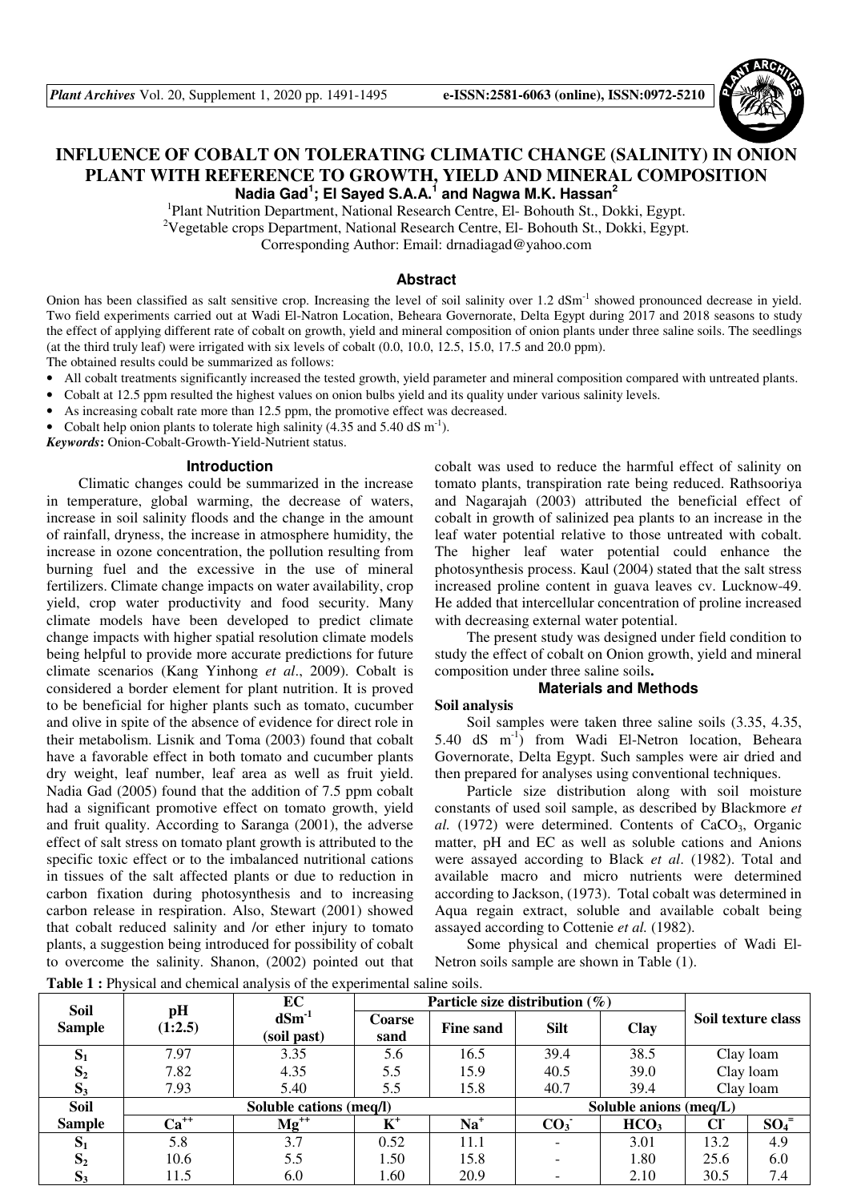# INFLUENCE OF COBALT ON TOLERATING CLIMATIC CHANGE (SALINITY) IN ONION PLANT WITH REFERENCE TO GROWTH, YIELD AND MINERAL COMPOSITION

**Nadia Gad[1]; El Sayed S.A.A.[1] and Nagwa M.K. Hassan[2]**

[1]Plant Nutrition Department, National Research Centre, El- Bohouth St., Dokki, Egypt.
[2]Vegetable crops Department, National Research Centre, El- Bohouth St., Dokki, Egypt.
Corresponding Author: Email: drnadiagad@yahoo.com

## Abstract

Onion has been classified as salt sensitive crop. Increasing the level of soil salinity over 1.2 $dSm^{-1}$ showed pronounced decrease in yield. Two field experiments carried out at Wadi El-Natron Location, Beheara Governorate, Delta Egypt during 2017 and 2018 seasons to study the effect of applying different rate of cobalt on growth, yield and mineral composition of onion plants under three saline soils. The seedlings (at the third truly leaf) were irrigated with six levels of cobalt (0.0, 10.0, 12.5, 15.0, 17.5 and 20.0 ppm).

The obtained results could be summarized as follows:

- All cobalt treatments significantly increased the tested growth, yield parameter and mineral composition compared with untreated plants.
- Cobalt at 12.5 ppm resulted the highest values on onion bulbs yield and its quality under various salinity levels.
- As increasing cobalt rate more than 12.5 ppm, the promotive effect was decreased.
- Cobalt help onion plants to tolerate high salinity (4.35 and 5.40 dS $m^{-1}$).

***Keywords*:** Onion-Cobalt-Growth-Yield-Nutrient status.

## Introduction

Climatic changes could be summarized in the increase in temperature, global warming, the decrease of waters, increase in soil salinity floods and the change in the amount of rainfall, dryness, the increase in atmosphere humidity, the increase in ozone concentration, the pollution resulting from burning fuel and the excessive in the use of mineral fertilizers. Climate change impacts on water availability, crop yield, crop water productivity and food security. Many climate models have been developed to predict climate change impacts with higher spatial resolution climate models being helpful to provide more accurate predictions for future climate scenarios (Kang Yinhong *et al*., 2009). Cobalt is considered a border element for plant nutrition. It is proved to be beneficial for higher plants such as tomato, cucumber and olive in spite of the absence of evidence for direct role in their metabolism. Lisnik and Toma (2003) found that cobalt have a favorable effect in both tomato and cucumber plants dry weight, leaf number, leaf area as well as fruit yield. Nadia Gad (2005) found that the addition of 7.5 ppm cobalt had a significant promotive effect on tomato growth, yield and fruit quality. According to Saranga (2001), the adverse effect of salt stress on tomato plant growth is attributed to the specific toxic effect or to the imbalanced nutritional cations in tissues of the salt affected plants or due to reduction in carbon fixation during photosynthesis and to increasing carbon release in respiration. Also, Stewart (2001) showed that cobalt reduced salinity and /or ether injury to tomato plants, a suggestion being introduced for possibility of cobalt to overcome the salinity. Shanon, (2002) pointed out that cobalt was used to reduce the harmful effect of salinity on tomato plants, transpiration rate being reduced. Rathsooriya and Nagarajah (2003) attributed the beneficial effect of cobalt in growth of salinized pea plants to an increase in the leaf water potential relative to those untreated with cobalt. The higher leaf water potential could enhance the photosynthesis process. Kaul (2004) stated that the salt stress increased proline content in guava leaves cv. Lucknow-49. He added that intercellular concentration of proline increased with decreasing external water potential.

The present study was designed under field condition to study the effect of cobalt on Onion growth, yield and mineral composition under three saline soils**.**

## Materials and Methods

### Soil analysis

Soil samples were taken three saline soils (3.35, 4.35, 5.40 dS $m^{-1}$) from Wadi El-Netron location, Beheara Governorate, Delta Egypt. Such samples were air dried and then prepared for analyses using conventional techniques.

Particle size distribution along with soil moisture constants of used soil sample, as described by Blackmore *et al.* (1972) were determined. Contents of $CaCO_3$, Organic matter, pH and EC as well as soluble cations and Anions were assayed according to Black *et al*. (1982). Total and available macro and micro nutrients were determined according to Jackson, (1973). Total cobalt was determined in Aqua regain extract, soluble and available cobalt being assayed according to Cottenie *et al.* (1982).

Some physical and chemical properties of Wadi El-Netron soils sample are shown in Table (1).

**Table 1 :** Physical and chemical analysis of the experimental saline soils.

| Soil Sample | pH (1:2.5) | EC $dSm^{-1}$ (soil past) | Particle size distribution (%) | | | | Soil texture class | |
|---|---|---|---|---|---|---|---|---|
| | | | Coarse sand | Fine sand | Silt | Clay | | |
| $S_1$ | 7.97 | 3.35 | 5.6 | 16.5 | 39.4 | 38.5 | Clay loam | |
| $S_2$ | 7.82 | 4.35 | 5.5 | 15.9 | 40.5 | 39.0 | Clay loam | |
| $S_3$ | 7.93 | 5.40 | 5.5 | 15.8 | 40.7 | 39.4 | Clay loam | |
| **Soil Sample** | **Soluble cations (meq/l)** | | | | **Soluble anions (meq/L)** | | | |
| | $Ca^{++}$ | $Mg^{++}$ | $K^+$ | $Na^+$ | $CO_3^-$ | $HCO_3$ | $Cl^-$ | $SO_4^=$ |
| $S_1$ | 5.8 | 3.7 | 0.52 | 11.1 | - | 3.01 | 13.2 | 4.9 |
| $S_2$ | 10.6 | 5.5 | 1.50 | 15.8 | - | 1.80 | 25.6 | 6.0 |
| $S_3$ | 11.5 | 6.0 | 1.60 | 20.9 | - | 2.10 | 30.5 | 7.4 |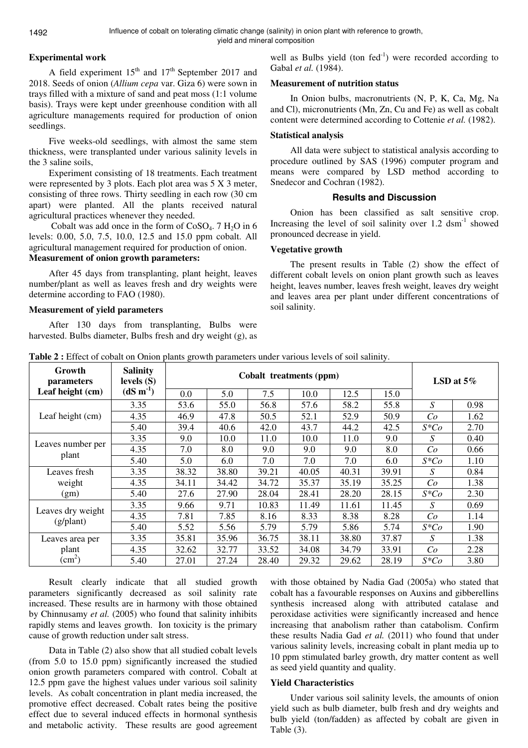### Experimental work

A field experiment 15th and 17th September 2017 and 2018. Seeds of onion (*Allium cepa* var. Giza 6) were sown in trays filled with a mixture of sand and peat moss (1:1 volume basis). Trays were kept under greenhouse condition with all agriculture managements required for production of onion seedlings.

Five weeks-old seedlings, with almost the same stem thickness, were transplanted under various salinity levels in the 3 saline soils,

Experiment consisting of 18 treatments. Each treatment were represented by 3 plots. Each plot area was 5 X 3 meter, consisting of three rows. Thirty seedling in each row (30 cm apart) were planted. All the plants received natural agricultural practices whenever they needed.

Cobalt was add once in the form of $CoSO_4 . 7 H_2O$ in 6 levels: 0.00, 5.0, 7.5, 10.0, 12.5 and 15.0 ppm cobalt. All agricultural management required for production of onion.

### Measurement of onion growth parameters:

After 45 days from transplanting, plant height, leaves number/plant as well as leaves fresh and dry weights were determine according to FAO (1980).

### Measurement of yield parameters

After 130 days from transplanting, Bulbs were harvested. Bulbs diameter, Bulbs fresh and dry weight (g), as well as Bulbs yield (ton fed$^{-1}$) were recorded according to Gabal *et al.* (1984).

### Measurement of nutrition status

In Onion bulbs, macronutrients (N, P, K, Ca, Mg, Na and Cl), micronutrients (Mn, Zn, Cu and Fe) as well as cobalt content were determined according to Cottenie *et al.* (1982).

### Statistical analysis

All data were subject to statistical analysis according to procedure outlined by SAS (1996) computer program and means were compared by LSD method according to Snedecor and Cochran (1982).

## Results and Discussion

Onion has been classified as salt sensitive crop. Increasing the level of soil salinity over 1.2 dsm$^{-1}$ showed pronounced decrease in yield.

### Vegetative growth

The present results in Table (2) show the effect of different cobalt levels on onion plant growth such as leaves height, leaves number, leaves fresh weight, leaves dry weight and leaves area per plant under different concentrations of soil salinity.

**Table 2 :** Effect of cobalt on Onion plants growth parameters under various levels of soil salinity.

| Growth parameters Leaf height (cm) | Salinity levels (S) (dS m$^{-1}$) | Cobalt treatments (ppm) | | | | | | LSD at 5% | |
|---|---|---|---|---|---|---|---|---|---|
| | | 0.0 | 5.0 | 7.5 | 10.0 | 12.5 | 15.0 | | |
| Leaf height (cm) | 3.35 | 53.6 | 55.0 | 56.8 | 57.6 | 58.2 | 55.8 | *S* | 0.98 |
| | 4.35 | 46.9 | 47.8 | 50.5 | 52.1 | 52.9 | 50.9 | *Co* | 1.62 |
| | 5.40 | 39.4 | 40.6 | 42.0 | 43.7 | 44.2 | 42.5 | *S\*Co* | 2.70 |
| Leaves number per plant | 3.35 | 9.0 | 10.0 | 11.0 | 10.0 | 11.0 | 9.0 | *S* | 0.40 |
| | 4.35 | 7.0 | 8.0 | 9.0 | 9.0 | 9.0 | 8.0 | *Co* | 0.66 |
| | 5.40 | 5.0 | 6.0 | 7.0 | 7.0 | 7.0 | 6.0 | *S\*Co* | 1.10 |
| Leaves fresh weight (gm) | 3.35 | 38.32 | 38.80 | 39.21 | 40.05 | 40.31 | 39.91 | *S* | 0.84 |
| | 4.35 | 34.11 | 34.42 | 34.72 | 35.37 | 35.19 | 35.25 | *Co* | 1.38 |
| | 5.40 | 27.6 | 27.90 | 28.04 | 28.41 | 28.20 | 28.15 | *S\*Co* | 2.30 |
| Leaves dry weight (g/plant) | 3.35 | 9.66 | 9.71 | 10.83 | 11.49 | 11.61 | 11.45 | *S* | 0.69 |
| | 4.35 | 7.81 | 7.85 | 8.16 | 8.33 | 8.38 | 8.28 | *Co* | 1.14 |
| | 5.40 | 5.52 | 5.56 | 5.79 | 5.79 | 5.86 | 5.74 | *S\*Co* | 1.90 |
| Leaves area per plant (cm$^2$) | 3.35 | 35.81 | 35.96 | 36.75 | 38.11 | 38.80 | 37.87 | *S* | 1.38 |
| | 4.35 | 32.62 | 32.77 | 33.52 | 34.08 | 34.79 | 33.91 | *Co* | 2.28 |
| | 5.40 | 27.01 | 27.24 | 28.40 | 29.32 | 29.62 | 28.19 | *S\*Co* | 3.80 |

Result clearly indicate that all studied growth parameters significantly decreased as soil salinity rate increased. These results are in harmony with those obtained by Chinnusamy *et al.* (2005) who found that salinity inhibits rapidly stems and leaves growth. Ion toxicity is the primary cause of growth reduction under salt stress.

Data in Table (2) also show that all studied cobalt levels (from 5.0 to 15.0 ppm) significantly increased the studied onion growth parameters compared with control. Cobalt at 12.5 ppm gave the highest values under various soil salinity levels. As cobalt concentration in plant media increased, the promotive effect decreased. Cobalt rates being the positive effect due to several induced effects in hormonal synthesis and metabolic activity. These results are good agreement with those obtained by Nadia Gad (2005a) who stated that cobalt has a favourable responses on Auxins and gibberellins synthesis increased along with attributed catalase and peroxidase activities were significantly increased and hence increasing that anabolism rather than catabolism. Confirm these results Nadia Gad *et al.* (2011) who found that under various salinity levels, increasing cobalt in plant media up to 10 ppm stimulated barley growth, dry matter content as well as seed yield quantity and quality.

### Yield Characteristics

Under various soil salinity levels, the amounts of onion yield such as bulb diameter, bulb fresh and dry weights and bulb yield (ton/fadden) as affected by cobalt are given in Table (3).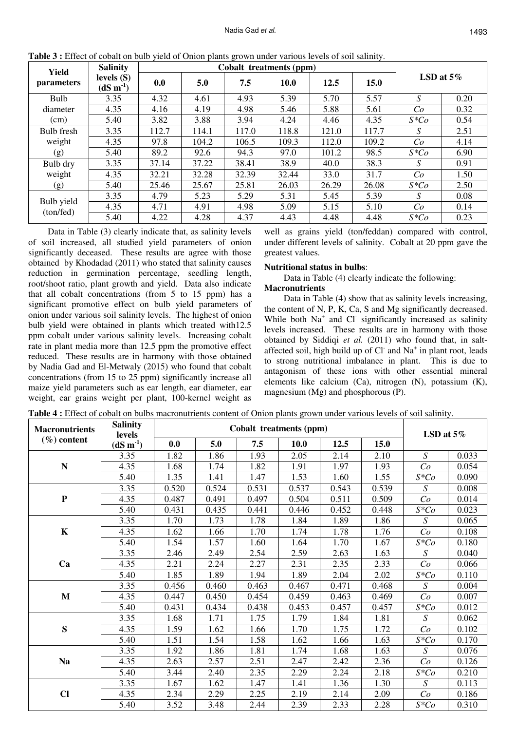**Table 3 :** Effect of cobalt on bulb yield of Onion plants grown under various levels of soil salinity.

| Yield parameters | Salinity levels (S) (dS $m^{-1}$) | Cobalt treatments (ppm) | | | | | | LSD at 5% | |
|---|---|---|---|---|---|---|---|---|---|
| | | 0.0 | 5.0 | 7.5 | 10.0 | 12.5 | 15.0 | | |
| Bulb diameter (cm) | 3.35 | 4.32 | 4.61 | 4.93 | 5.39 | 5.70 | 5.57 | *S* | 0.20 |
| | 4.35 | 4.16 | 4.19 | 4.98 | 5.46 | 5.88 | 5.61 | *Co* | 0.32 |
| | 5.40 | 3.82 | 3.88 | 3.94 | 4.24 | 4.46 | 4.35 | *S*Co* | 0.54 |
| Bulb fresh weight (g) | 3.35 | 112.7 | 114.1 | 117.0 | 118.8 | 121.0 | 117.7 | *S* | 2.51 |
| | 4.35 | 97.8 | 104.2 | 106.5 | 109.3 | 112.0 | 109.2 | *Co* | 4.14 |
| | 5.40 | 89.2 | 92.6 | 94.3 | 97.0 | 101.2 | 98.5 | *S*Co* | 6.90 |
| Bulb dry weight (g) | 3.35 | 37.14 | 37.22 | 38.41 | 38.9 | 40.0 | 38.3 | *S* | 0.91 |
| | 4.35 | 32.21 | 32.28 | 32.39 | 32.44 | 33.0 | 31.7 | *Co* | 1.50 |
| | 5.40 | 25.46 | 25.67 | 25.81 | 26.03 | 26.29 | 26.08 | *S*Co* | 2.50 |
| Bulb yield (ton/fed) | 3.35 | 4.79 | 5.23 | 5.29 | 5.31 | 5.45 | 5.39 | *S* | 0.08 |
| | 4.35 | 4.71 | 4.91 | 4.98 | 5.09 | 5.15 | 5.10 | *Co* | 0.14 |
| | 5.40 | 4.22 | 4.28 | 4.37 | 4.43 | 4.48 | 4.48 | *S*Co* | 0.23 |

Data in Table (3) clearly indicate that, as salinity levels of soil increased, all studied yield parameters of onion significantly deceased. These results are agree with those obtained by Khodadad (2011) who stated that salinity causes reduction in germination percentage, seedling length, root/shoot ratio, plant growth and yield. Data also indicate that all cobalt concentrations (from 5 to 15 ppm) has a significant promotive effect on bulb yield parameters of onion under various soil salinity levels. The highest of onion bulb yield were obtained in plants which treated with12.5 ppm cobalt under various salinity levels. Increasing cobalt rate in plant media more than 12.5 ppm the promotive effect reduced. These results are in harmony with those obtained by Nadia Gad and El-Metwaly (2015) who found that cobalt concentrations (from 15 to 25 ppm) significantly increase all maize yield parameters such as ear length, ear diameter, ear weight, ear grains weight per plant, 100-kernel weight as well as grains yield (ton/feddan) compared with control, under different levels of salinity. Cobalt at 20 ppm gave the greatest values.

**Nutritional status in bulbs**:

Data in Table (4) clearly indicate the following:

**Macronutrients**

Data in Table (4) show that as salinity levels increasing, the content of N, P, K, Ca, S and Mg significantly decreased. While both $Na^+$ and $Cl^-$ significantly increased as salinity levels increased. These results are in harmony with those obtained by Siddiqi *et al.* (2011) who found that, in salt-affected soil, high build up of $Cl^-$ and $Na^+$ in plant root, leads to strong nutritional imbalance in plant. This is due to antagonism of these ions with other essential mineral elements like calcium (Ca), nitrogen (N), potassium (K), magnesium (Mg) and phosphorous (P).

**Table 4 :** Effect of cobalt on bulbs macronutrients content of Onion plants grown under various levels of soil salinity.

| Macronutrients (%) content | Salinity levels (dS $m^{-1}$) | Cobalt treatments (ppm) | | | | | | LSD at 5% | |
|---|---|---|---|---|---|---|---|---|---|
| | | 0.0 | 5.0 | 7.5 | 10.0 | 12.5 | 15.0 | | |
| **N** | 3.35 | 1.82 | 1.86 | 1.93 | 2.05 | 2.14 | 2.10 | *S* | 0.033 |
| | 4.35 | 1.68 | 1.74 | 1.82 | 1.91 | 1.97 | 1.93 | *Co* | 0.054 |
| | 5.40 | 1.35 | 1.41 | 1.47 | 1.53 | 1.60 | 1.55 | *S*Co* | 0.090 |
| **P** | 3.35 | 0.520 | 0.524 | 0.531 | 0.537 | 0.543 | 0.539 | *S* | 0.008 |
| | 4.35 | 0.487 | 0.491 | 0.497 | 0.504 | 0.511 | 0.509 | *Co* | 0.014 |
| | 5.40 | 0.431 | 0.435 | 0.441 | 0.446 | 0.452 | 0.448 | *S*Co* | 0.023 |
| **K** | 3.35 | 1.70 | 1.73 | 1.78 | 1.84 | 1.89 | 1.86 | *S* | 0.065 |
| | 4.35 | 1.62 | 1.66 | 1.70 | 1.74 | 1.78 | 1.76 | *Co* | 0.108 |
| | 5.40 | 1.54 | 1.57 | 1.60 | 1.64 | 1.70 | 1.67 | *S*Co* | 0.180 |
| **Ca** | 3.35 | 2.46 | 2.49 | 2.54 | 2.59 | 2.63 | 1.63 | *S* | 0.040 |
| | 4.35 | 2.21 | 2.24 | 2.27 | 2.31 | 2.35 | 2.33 | *Co* | 0.066 |
| | 5.40 | 1.85 | 1.89 | 1.94 | 1.89 | 2.04 | 2.02 | *S*Co* | 0.110 |
| **M** | 3.35 | 0.456 | 0.460 | 0.463 | 0.467 | 0.471 | 0.468 | *S* | 0.004 |
| | 4.35 | 0.447 | 0.450 | 0.454 | 0.459 | 0.463 | 0.469 | *Co* | 0.007 |
| | 5.40 | 0.431 | 0.434 | 0.438 | 0.453 | 0.457 | 0.457 | *S*Co* | 0.012 |
| **S** | 3.35 | 1.68 | 1.71 | 1.75 | 1.79 | 1.84 | 1.81 | *S* | 0.062 |
| | 4.35 | 1.59 | 1.62 | 1.66 | 1.70 | 1.75 | 1.72 | *Co* | 0.102 |
| | 5.40 | 1.51 | 1.54 | 1.58 | 1.62 | 1.66 | 1.63 | *S*Co* | 0.170 |
| **Na** | 3.35 | 1.92 | 1.86 | 1.81 | 1.74 | 1.68 | 1.63 | *S* | 0.076 |
| | 4.35 | 2.63 | 2.57 | 2.51 | 2.47 | 2.42 | 2.36 | *Co* | 0.126 |
| | 5.40 | 3.44 | 2.40 | 2.35 | 2.29 | 2.24 | 2.18 | *S*Co* | 0.210 |
| **Cl** | 3.35 | 1.67 | 1.62 | 1.47 | 1.41 | 1.36 | 1.30 | *S* | 0.113 |
| | 4.35 | 2.34 | 2.29 | 2.25 | 2.19 | 2.14 | 2.09 | *Co* | 0.186 |
| | 5.40 | 3.52 | 3.48 | 2.44 | 2.39 | 2.33 | 2.28 | *S*Co* | 0.310 |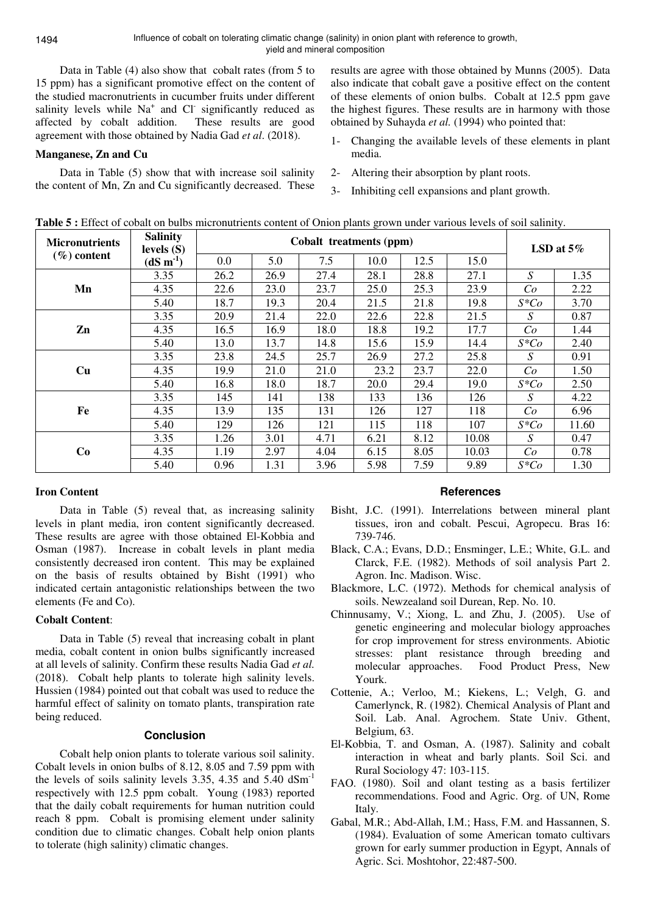Data in Table (4) also show that cobalt rates (from 5 to 15 ppm) has a significant promotive effect on the content of the studied macronutrients in cucumber fruits under different salinity levels while $Na^+$ and $Cl^-$ significantly reduced as affected by cobalt addition. These results are good agreement with those obtained by Nadia Gad *et al*. (2018).

### Manganese, Zn and Cu

Data in Table (5) show that with increase soil salinity the content of Mn, Zn and Cu significantly decreased. These results are agree with those obtained by Munns (2005). Data also indicate that cobalt gave a positive effect on the content of these elements of onion bulbs. Cobalt at 12.5 ppm gave the highest figures. These results are in harmony with those obtained by Suhayda *et al.* (1994) who pointed that:

1- Changing the available levels of these elements in plant media.

2- Altering their absorption by plant roots.

3- Inhibiting cell expansions and plant growth.

**Table 5 :** Effect of cobalt on bulbs micronutrients content of Onion plants grown under various levels of soil salinity.

| Micronutrients (%) content | Salinity levels (S) ($dS\ m^{-1}$) | Cobalt treatments (ppm) | | | | | | LSD at 5% | |
|---|---|---|---|---|---|---|---|---|---|
| | | 0.0 | 5.0 | 7.5 | 10.0 | 12.5 | 15.0 | | |
| **Mn** | 3.35 | 26.2 | 26.9 | 27.4 | 28.1 | 28.8 | 27.1 | *S* | 1.35 |
| | 4.35 | 22.6 | 23.0 | 23.7 | 25.0 | 25.3 | 23.9 | *Co* | 2.22 |
| | 5.40 | 18.7 | 19.3 | 20.4 | 21.5 | 21.8 | 19.8 | *S\*Co* | 3.70 |
| **Zn** | 3.35 | 20.9 | 21.4 | 22.0 | 22.6 | 22.8 | 21.5 | *S* | 0.87 |
| | 4.35 | 16.5 | 16.9 | 18.0 | 18.8 | 19.2 | 17.7 | *Co* | 1.44 |
| | 5.40 | 13.0 | 13.7 | 14.8 | 15.6 | 15.9 | 14.4 | *S\*Co* | 2.40 |
| **Cu** | 3.35 | 23.8 | 24.5 | 25.7 | 26.9 | 27.2 | 25.8 | *S* | 0.91 |
| | 4.35 | 19.9 | 21.0 | 21.0 | 23.2 | 23.7 | 22.0 | *Co* | 1.50 |
| | 5.40 | 16.8 | 18.0 | 18.7 | 20.0 | 29.4 | 19.0 | *S\*Co* | 2.50 |
| **Fe** | 3.35 | 145 | 141 | 138 | 133 | 136 | 126 | *S* | 4.22 |
| | 4.35 | 13.9 | 135 | 131 | 126 | 127 | 118 | *Co* | 6.96 |
| | 5.40 | 129 | 126 | 121 | 115 | 118 | 107 | *S\*Co* | 11.60 |
| **Co** | 3.35 | 1.26 | 3.01 | 4.71 | 6.21 | 8.12 | 10.08 | *S* | 0.47 |
| | 4.35 | 1.19 | 2.97 | 4.04 | 6.15 | 8.05 | 10.03 | *Co* | 0.78 |
| | 5.40 | 0.96 | 1.31 | 3.96 | 5.98 | 7.59 | 9.89 | *S\*Co* | 1.30 |

### Iron Content

Data in Table (5) reveal that, as increasing salinity levels in plant media, iron content significantly decreased. These results are agree with those obtained El-Kobbia and Osman (1987). Increase in cobalt levels in plant media consistently decreased iron content. This may be explained on the basis of results obtained by Bisht (1991) who indicated certain antagonistic relationships between the two elements (Fe and Co).

### Cobalt Content:

Data in Table (5) reveal that increasing cobalt in plant media, cobalt content in onion bulbs significantly increased at all levels of salinity. Confirm these results Nadia Gad *et al.* (2018). Cobalt help plants to tolerate high salinity levels. Hussien (1984) pointed out that cobalt was used to reduce the harmful effect of salinity on tomato plants, transpiration rate being reduced.

## Conclusion

Cobalt help onion plants to tolerate various soil salinity. Cobalt levels in onion bulbs of 8.12, 8.05 and 7.59 ppm with the levels of soils salinity levels 3.35, 4.35 and 5.40 $dSm^{-1}$ respectively with 12.5 ppm cobalt. Young (1983) reported that the daily cobalt requirements for human nutrition could reach 8 ppm. Cobalt is promising element under salinity condition due to climatic changes. Cobalt help onion plants to tolerate (high salinity) climatic changes.

## References

Bisht, J.C. (1991). Interrelations between mineral plant tissues, iron and cobalt. Pescui, Agropecu. Bras 16: 739-746.

Black, C.A.; Evans, D.D.; Ensminger, L.E.; White, G.L. and Clarck, F.E. (1982). Methods of soil analysis Part 2. Agron. Inc. Madison. Wisc.

Blackmore, L.C. (1972). Methods for chemical analysis of soils. Newzealand soil Durean, Rep. No. 10.

Chinnusamy, V.; Xiong, L. and Zhu, J. (2005). Use of genetic engineering and molecular biology approaches for crop improvement for stress environments. Abiotic stresses: plant resistance through breeding and molecular approaches. Food Product Press, New Yourk.

Cottenie, A.; Verloo, M.; Kiekens, L.; Velgh, G. and Camerlynck, R. (1982). Chemical Analysis of Plant and Soil. Lab. Anal. Agrochem. State Univ. Gthent, Belgium, 63.

El-Kobbia, T. and Osman, A. (1987). Salinity and cobalt interaction in wheat and barly plants. Soil Sci. and Rural Sociology 47: 103-115.

FAO. (1980). Soil and olant testing as a basis fertilizer recommendations. Food and Agric. Org. of UN, Rome Italy.

Gabal, M.R.; Abd-Allah, I.M.; Hass, F.M. and Hassannen, S. (1984). Evaluation of some American tomato cultivars grown for early summer production in Egypt, Annals of Agric. Sci. Moshtohor, 22:487-500.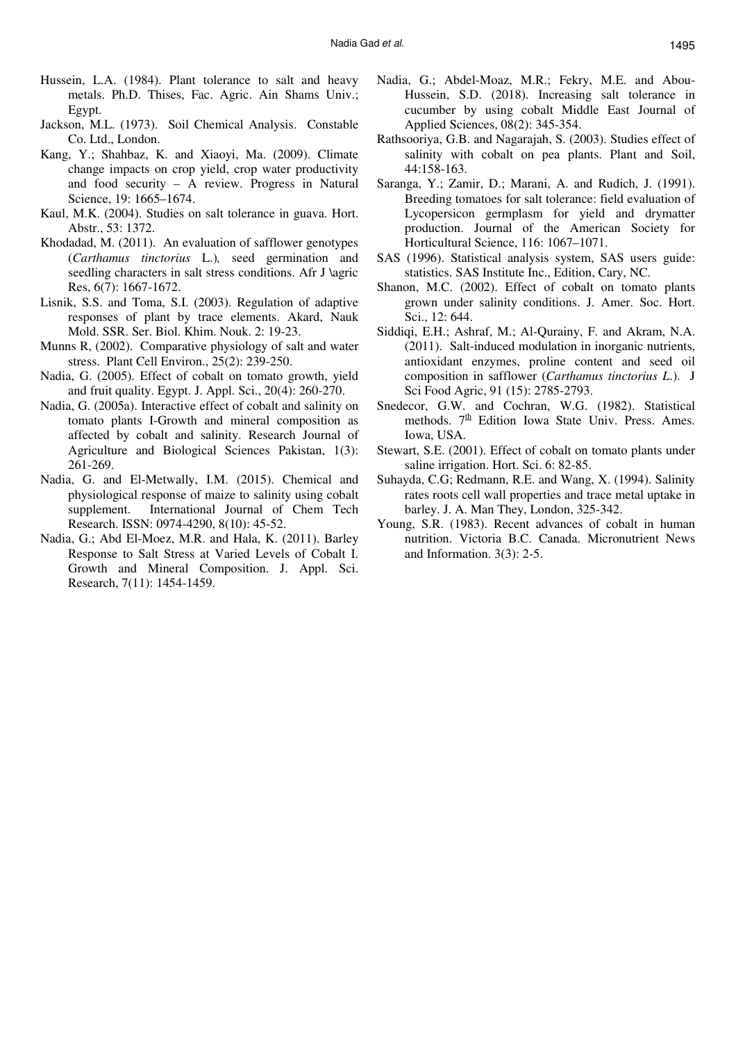Hussein, L.A. (1984). Plant tolerance to salt and heavy metals. Ph.D. Thises, Fac. Agric. Ain Shams Univ.; Egypt.

Jackson, M.L. (1973). Soil Chemical Analysis. Constable Co. Ltd., London.

Kang, Y.; Shahbaz, K. and Xiaoyi, Ma. (2009). Climate change impacts on crop yield, crop water productivity and food security – A review. Progress in Natural Science, 19: 1665–1674.

Kaul, M.K. (2004). Studies on salt tolerance in guava. Hort. Abstr., 53: 1372.

Khodadad, M. (2011). An evaluation of safflower genotypes (*Carthamus tinctorius* L.)*,* seed germination and seedling characters in salt stress conditions. Afr J \agric Res, 6(7): 1667-1672.

Lisnik, S.S. and Toma, S.I. (2003). Regulation of adaptive responses of plant by trace elements. Akard, Nauk Mold. SSR. Ser. Biol. Khim. Nouk. 2: 19-23.

Munns R, (2002). Comparative physiology of salt and water stress. Plant Cell Environ., 25(2): 239-250.

Nadia, G. (2005). Effect of cobalt on tomato growth, yield and fruit quality. Egypt. J. Appl. Sci., 20(4): 260-270.

Nadia, G. (2005a). Interactive effect of cobalt and salinity on tomato plants I-Growth and mineral composition as affected by cobalt and salinity. Research Journal of Agriculture and Biological Sciences Pakistan, 1(3): 261-269.

Nadia, G. and El-Metwally, I.M. (2015). Chemical and physiological response of maize to salinity using cobalt supplement. International Journal of Chem Tech Research. ISSN: 0974-4290, 8(10): 45-52.

Nadia, G.; Abd El-Moez, M.R. and Hala, K. (2011). Barley Response to Salt Stress at Varied Levels of Cobalt I. Growth and Mineral Composition. J. Appl. Sci. Research, 7(11): 1454-1459.

Nadia, G.; Abdel-Moaz, M.R.; Fekry, M.E. and Abou-Hussein, S.D. (2018). Increasing salt tolerance in cucumber by using cobalt Middle East Journal of Applied Sciences, 08(2): 345-354.

Rathsooriya, G.B. and Nagarajah, S. (2003). Studies effect of salinity with cobalt on pea plants. Plant and Soil, 44:158-163.

Saranga, Y.; Zamir, D.; Marani, A. and Rudich, J. (1991). Breeding tomatoes for salt tolerance: field evaluation of Lycopersicon germplasm for yield and drymatter production. Journal of the American Society for Horticultural Science, 116: 1067–1071.

SAS (1996). Statistical analysis system, SAS users guide: statistics. SAS Institute Inc., Edition, Cary, NC.

Shanon, M.C. (2002). Effect of cobalt on tomato plants grown under salinity conditions. J. Amer. Soc. Hort. Sci., 12: 644.

Siddiqi, E.H.; Ashraf, M.; Al-Qurainy, F. and Akram, N.A. (2011). Salt-induced modulation in inorganic nutrients, antioxidant enzymes, proline content and seed oil composition in safflower (*Carthamus tinctorius L.*). J Sci Food Agric, 91 (15): 2785-2793.

Snedecor, G.W. and Cochran, W.G. (1982). Statistical methods. 7th Edition Iowa State Univ. Press. Ames. Iowa, USA.

Stewart, S.E. (2001). Effect of cobalt on tomato plants under saline irrigation. Hort. Sci. 6: 82-85.

Suhayda, C.G; Redmann, R.E. and Wang, X. (1994). Salinity rates roots cell wall properties and trace metal uptake in barley. J. A. Man They, London, 325-342.

Young, S.R. (1983). Recent advances of cobalt in human nutrition. Victoria B.C. Canada. Micronutrient News and Information. 3(3): 2-5.